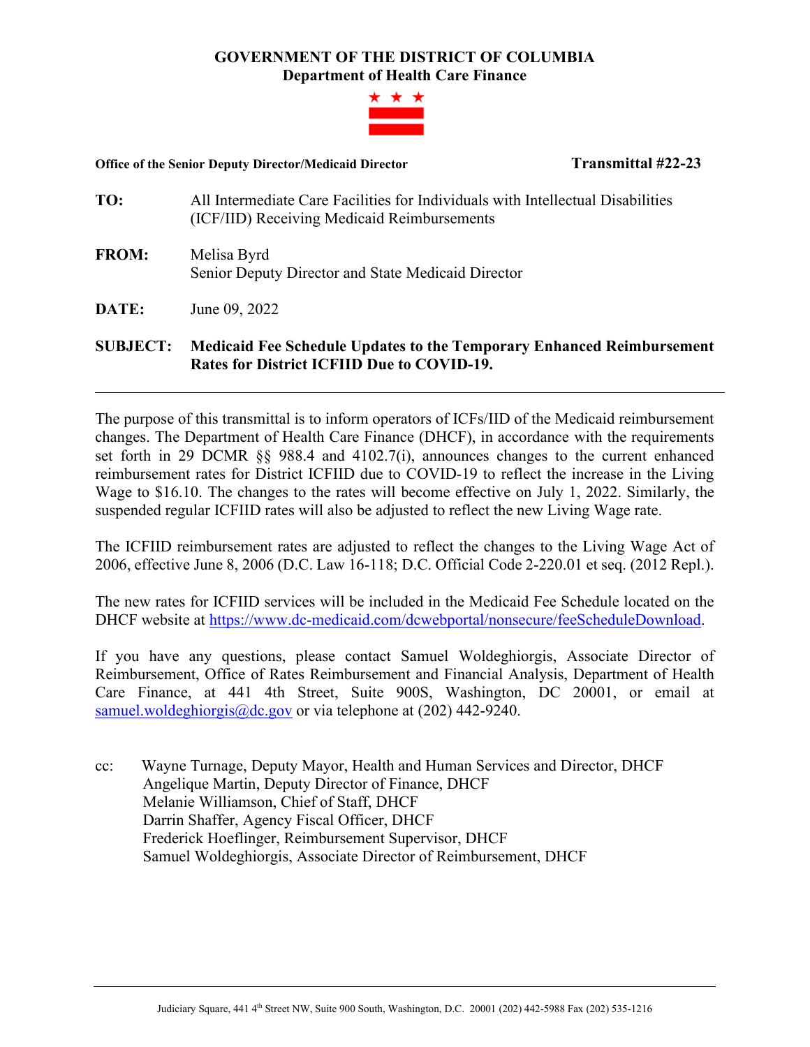# GOVERNMENT OF THE DISTRICT OF COLUMBIA
## Department of Health Care Finance

**Office of the Senior Deputy Director/Medicaid Director** **Transmittal #22-23**

**TO:** All Intermediate Care Facilities for Individuals with Intellectual Disabilities (ICF/IID) Receiving Medicaid Reimbursements

**FROM:** Melisa Byrd
Senior Deputy Director and State Medicaid Director

**DATE:** June 09, 2022

**SUBJECT:** **Medicaid Fee Schedule Updates to the Temporary Enhanced Reimbursement Rates for District ICFIID Due to COVID-19.**

---

The purpose of this transmittal is to inform operators of ICFs/IID of the Medicaid reimbursement changes. The Department of Health Care Finance (DHCF), in accordance with the requirements set forth in 29 DCMR §§ 988.4 and 4102.7(i), announces changes to the current enhanced reimbursement rates for District ICFIID due to COVID-19 to reflect the increase in the Living Wage to $16.10. The changes to the rates will become effective on July 1, 2022. Similarly, the suspended regular ICFIID rates will also be adjusted to reflect the new Living Wage rate.

The ICFIID reimbursement rates are adjusted to reflect the changes to the Living Wage Act of 2006, effective June 8, 2006 (D.C. Law 16-118; D.C. Official Code 2-220.01 et seq. (2012 Repl.).

The new rates for ICFIID services will be included in the Medicaid Fee Schedule located on the DHCF website at https://www.dc-medicaid.com/dcwebportal/nonsecure/feeScheduleDownload.

If you have any questions, please contact Samuel Woldeghiorgis, Associate Director of Reimbursement, Office of Rates Reimbursement and Financial Analysis, Department of Health Care Finance, at 441 4th Street, Suite 900S, Washington, DC 20001, or email at samuel.woldeghiorgis@dc.gov or via telephone at (202) 442-9240.

cc: Wayne Turnage, Deputy Mayor, Health and Human Services and Director, DHCF
Angelique Martin, Deputy Director of Finance, DHCF
Melanie Williamson, Chief of Staff, DHCF
Darrin Shaffer, Agency Fiscal Officer, DHCF
Frederick Hoeflinger, Reimbursement Supervisor, DHCF
Samuel Woldeghiorgis, Associate Director of Reimbursement, DHCF

---

Judiciary Square, 441 4th Street NW, Suite 900 South, Washington, D.C. 20001 (202) 442-5988 Fax (202) 535-1216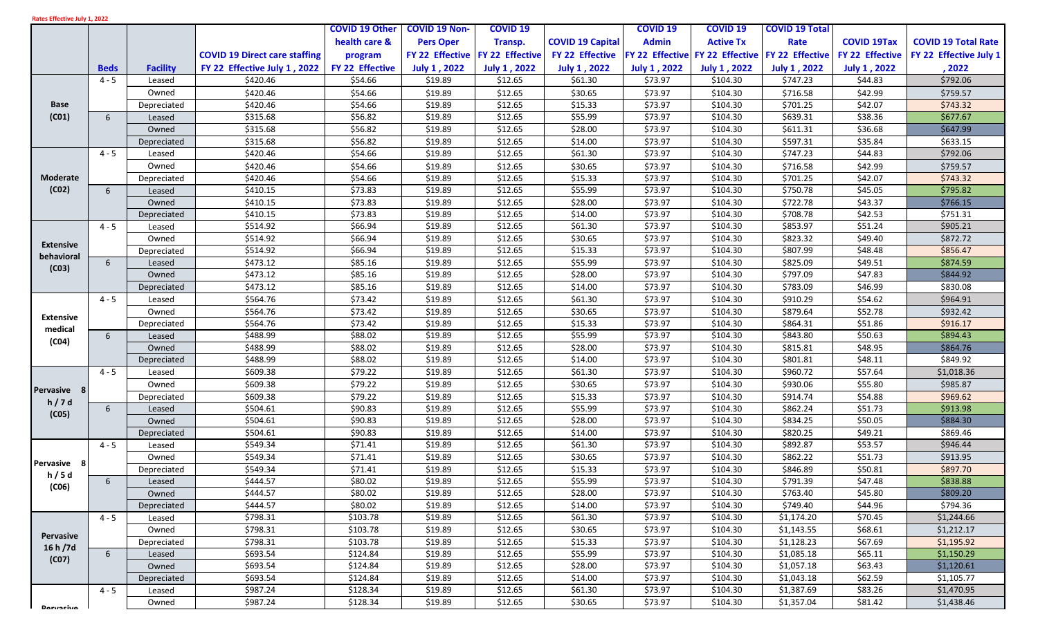Rates Effective July 1, 2022

| | Beds | Facility | COVID 19 Direct care staffing FY 22 Effective July 1 , 2022 | COVID 19 Other health care & program FY 22 Effective | COVID 19 Non-Pers Oper FY 22 Effective July 1 , 2022 | COVID 19 Transp. FY 22 Effective July 1 , 2022 | COVID 19 Capital FY 22 Effective July 1 , 2022 | COVID 19 Admin FY 22 Effective July 1 , 2022 | COVID 19 Active Tx FY 22 Effective July 1 , 2022 | COVID 19 Total Rate FY 22 Effective July 1 , 2022 | COVID 19Tax FY 22 Effective July 1 , 2022 | COVID 19 Total Rate FY 22 Effective July 1 , 2022 |
|---|---|---|---|---|---|---|---|---|---|---|---|---|
| Base (C01) | 4 - 5 | Leased | $420.46 | $54.66 | $19.89 | $12.65 | $61.30 | $73.97 | $104.30 | $747.23 | $44.83 | $792.06 |
| | | Owned | $420.46 | $54.66 | $19.89 | $12.65 | $30.65 | $73.97 | $104.30 | $716.58 | $42.99 | $759.57 |
| | | Depreciated | $420.46 | $54.66 | $19.89 | $12.65 | $15.33 | $73.97 | $104.30 | $701.25 | $42.07 | $743.32 |
| | 6 | Leased | $315.68 | $56.82 | $19.89 | $12.65 | $55.99 | $73.97 | $104.30 | $639.31 | $38.36 | $677.67 |
| | | Owned | $315.68 | $56.82 | $19.89 | $12.65 | $28.00 | $73.97 | $104.30 | $611.31 | $36.68 | $647.99 |
| | | Depreciated | $315.68 | $56.82 | $19.89 | $12.65 | $14.00 | $73.97 | $104.30 | $597.31 | $35.84 | $633.15 |
| Moderate (C02) | 4 - 5 | Leased | $420.46 | $54.66 | $19.89 | $12.65 | $61.30 | $73.97 | $104.30 | $747.23 | $44.83 | $792.06 |
| | | Owned | $420.46 | $54.66 | $19.89 | $12.65 | $30.65 | $73.97 | $104.30 | $716.58 | $42.99 | $759.57 |
| | | Depreciated | $420.46 | $54.66 | $19.89 | $12.65 | $15.33 | $73.97 | $104.30 | $701.25 | $42.07 | $743.32 |
| | 6 | Leased | $410.15 | $73.83 | $19.89 | $12.65 | $55.99 | $73.97 | $104.30 | $750.78 | $45.05 | $795.82 |
| | | Owned | $410.15 | $73.83 | $19.89 | $12.65 | $28.00 | $73.97 | $104.30 | $722.78 | $43.37 | $766.15 |
| | | Depreciated | $410.15 | $73.83 | $19.89 | $12.65 | $14.00 | $73.97 | $104.30 | $708.78 | $42.53 | $751.31 |
| Extensive behavioral (C03) | 4 - 5 | Leased | $514.92 | $66.94 | $19.89 | $12.65 | $61.30 | $73.97 | $104.30 | $853.97 | $51.24 | $905.21 |
| | | Owned | $514.92 | $66.94 | $19.89 | $12.65 | $30.65 | $73.97 | $104.30 | $823.32 | $49.40 | $872.72 |
| | | Depreciated | $514.92 | $66.94 | $19.89 | $12.65 | $15.33 | $73.97 | $104.30 | $807.99 | $48.48 | $856.47 |
| | 6 | Leased | $473.12 | $85.16 | $19.89 | $12.65 | $55.99 | $73.97 | $104.30 | $825.09 | $49.51 | $874.59 |
| | | Owned | $473.12 | $85.16 | $19.89 | $12.65 | $28.00 | $73.97 | $104.30 | $797.09 | $47.83 | $844.92 |
| | | Depreciated | $473.12 | $85.16 | $19.89 | $12.65 | $14.00 | $73.97 | $104.30 | $783.09 | $46.99 | $830.08 |
| Extensive medical (C04) | 4 - 5 | Leased | $564.76 | $73.42 | $19.89 | $12.65 | $61.30 | $73.97 | $104.30 | $910.29 | $54.62 | $964.91 |
| | | Owned | $564.76 | $73.42 | $19.89 | $12.65 | $30.65 | $73.97 | $104.30 | $879.64 | $52.78 | $932.42 |
| | | Depreciated | $564.76 | $73.42 | $19.89 | $12.65 | $15.33 | $73.97 | $104.30 | $864.31 | $51.86 | $916.17 |
| | 6 | Leased | $488.99 | $88.02 | $19.89 | $12.65 | $55.99 | $73.97 | $104.30 | $843.80 | $50.63 | $894.43 |
| | | Owned | $488.99 | $88.02 | $19.89 | $12.65 | $28.00 | $73.97 | $104.30 | $815.81 | $48.95 | $864.76 |
| | | Depreciated | $488.99 | $88.02 | $19.89 | $12.65 | $14.00 | $73.97 | $104.30 | $801.81 | $48.11 | $849.92 |
| Pervasive 8 h / 7 d (C05) | 4 - 5 | Leased | $609.38 | $79.22 | $19.89 | $12.65 | $61.30 | $73.97 | $104.30 | $960.72 | $57.64 | $1,018.36 |
| | | Owned | $609.38 | $79.22 | $19.89 | $12.65 | $30.65 | $73.97 | $104.30 | $930.06 | $55.80 | $985.87 |
| | | Depreciated | $609.38 | $79.22 | $19.89 | $12.65 | $15.33 | $73.97 | $104.30 | $914.74 | $54.88 | $969.62 |
| | 6 | Leased | $504.61 | $90.83 | $19.89 | $12.65 | $55.99 | $73.97 | $104.30 | $862.24 | $51.73 | $913.98 |
| | | Owned | $504.61 | $90.83 | $19.89 | $12.65 | $28.00 | $73.97 | $104.30 | $834.25 | $50.05 | $884.30 |
| | | Depreciated | $504.61 | $90.83 | $19.89 | $12.65 | $14.00 | $73.97 | $104.30 | $820.25 | $49.21 | $869.46 |
| Pervasive 8 h / 5 d (C06) | 4 - 5 | Leased | $549.34 | $71.41 | $19.89 | $12.65 | $61.30 | $73.97 | $104.30 | $892.87 | $53.57 | $946.44 |
| | | Owned | $549.34 | $71.41 | $19.89 | $12.65 | $30.65 | $73.97 | $104.30 | $862.22 | $51.73 | $913.95 |
| | | Depreciated | $549.34 | $71.41 | $19.89 | $12.65 | $15.33 | $73.97 | $104.30 | $846.89 | $50.81 | $897.70 |
| | 6 | Leased | $444.57 | $80.02 | $19.89 | $12.65 | $55.99 | $73.97 | $104.30 | $791.39 | $47.48 | $838.88 |
| | | Owned | $444.57 | $80.02 | $19.89 | $12.65 | $28.00 | $73.97 | $104.30 | $763.40 | $45.80 | $809.20 |
| | | Depreciated | $444.57 | $80.02 | $19.89 | $12.65 | $14.00 | $73.97 | $104.30 | $749.40 | $44.96 | $794.36 |
| Pervasive 16 h /7d (C07) | 4 - 5 | Leased | $798.31 | $103.78 | $19.89 | $12.65 | $61.30 | $73.97 | $104.30 | $1,174.20 | $70.45 | $1,244.66 |
| | | Owned | $798.31 | $103.78 | $19.89 | $12.65 | $30.65 | $73.97 | $104.30 | $1,143.55 | $68.61 | $1,212.17 |
| | | Depreciated | $798.31 | $103.78 | $19.89 | $12.65 | $15.33 | $73.97 | $104.30 | $1,128.23 | $67.69 | $1,195.92 |
| | 6 | Leased | $693.54 | $124.84 | $19.89 | $12.65 | $55.99 | $73.97 | $104.30 | $1,085.18 | $65.11 | $1,150.29 |
| | | Owned | $693.54 | $124.84 | $19.89 | $12.65 | $28.00 | $73.97 | $104.30 | $1,057.18 | $63.43 | $1,120.61 |
| | | Depreciated | $693.54 | $124.84 | $19.89 | $12.65 | $14.00 | $73.97 | $104.30 | $1,043.18 | $62.59 | $1,105.77 |
| Pervasive | 4 - 5 | Leased | $987.24 | $128.34 | $19.89 | $12.65 | $61.30 | $73.97 | $104.30 | $1,387.69 | $83.26 | $1,470.95 |
| | | Owned | $987.24 | $128.34 | $19.89 | $12.65 | $30.65 | $73.97 | $104.30 | $1,357.04 | $81.42 | $1,438.46 |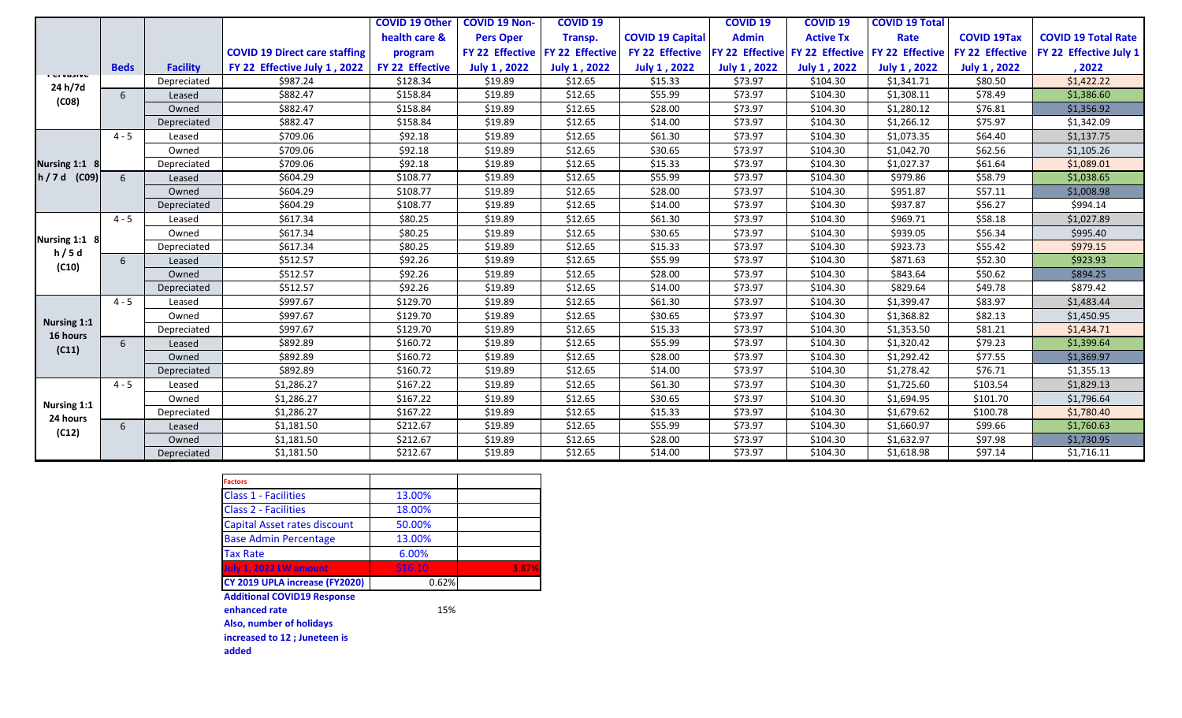| | Beds | Facility | COVID 19 Direct care staffing FY 22 Effective July 1 , 2022 | COVID 19 Other health care & program FY 22 Effective | COVID 19 Non-Pers Oper FY 22 Effective July 1 , 2022 | COVID 19 Transp. FY 22 Effective July 1 , 2022 | COVID 19 Capital FY 22 Effective July 1 , 2022 | COVID 19 Admin FY 22 Effective July 1 , 2022 | COVID 19 Active Tx FY 22 Effective July 1 , 2022 | COVID 19 Total Rate FY 22 Effective July 1 , 2022 | COVID 19Tax FY 22 Effective July 1 , 2022 | COVID 19 Total Rate FY 22 Effective July 1 , 2022 |
|---|---|---|---|---|---|---|---|---|---|---|---|---|
| Pervasive 24 h/7d (C08) | | Depreciated | $987.24 | $128.34 | $19.89 | $12.65 | $15.33 | $73.97 | $104.30 | $1,341.71 | $80.50 | $1,422.22 |
| | 6 | Leased | $882.47 | $158.84 | $19.89 | $12.65 | $55.99 | $73.97 | $104.30 | $1,308.11 | $78.49 | $1,386.60 |
| | | Owned | $882.47 | $158.84 | $19.89 | $12.65 | $28.00 | $73.97 | $104.30 | $1,280.12 | $76.81 | $1,356.92 |
| | | Depreciated | $882.47 | $158.84 | $19.89 | $12.65 | $14.00 | $73.97 | $104.30 | $1,266.12 | $75.97 | $1,342.09 |
| Nursing 1:1 8 h / 7 d (C09) | 4 - 5 | Leased | $709.06 | $92.18 | $19.89 | $12.65 | $61.30 | $73.97 | $104.30 | $1,073.35 | $64.40 | $1,137.75 |
| | | Owned | $709.06 | $92.18 | $19.89 | $12.65 | $30.65 | $73.97 | $104.30 | $1,042.70 | $62.56 | $1,105.26 |
| | | Depreciated | $709.06 | $92.18 | $19.89 | $12.65 | $15.33 | $73.97 | $104.30 | $1,027.37 | $61.64 | $1,089.01 |
| | 6 | Leased | $604.29 | $108.77 | $19.89 | $12.65 | $55.99 | $73.97 | $104.30 | $979.86 | $58.79 | $1,038.65 |
| | | Owned | $604.29 | $108.77 | $19.89 | $12.65 | $28.00 | $73.97 | $104.30 | $951.87 | $57.11 | $1,008.98 |
| | | Depreciated | $604.29 | $108.77 | $19.89 | $12.65 | $14.00 | $73.97 | $104.30 | $937.87 | $56.27 | $994.14 |
| Nursing 1:1 8 h / 5 d (C10) | 4 - 5 | Leased | $617.34 | $80.25 | $19.89 | $12.65 | $61.30 | $73.97 | $104.30 | $969.71 | $58.18 | $1,027.89 |
| | | Owned | $617.34 | $80.25 | $19.89 | $12.65 | $30.65 | $73.97 | $104.30 | $939.05 | $56.34 | $995.40 |
| | | Depreciated | $617.34 | $80.25 | $19.89 | $12.65 | $15.33 | $73.97 | $104.30 | $923.73 | $55.42 | $979.15 |
| | 6 | Leased | $512.57 | $92.26 | $19.89 | $12.65 | $55.99 | $73.97 | $104.30 | $871.63 | $52.30 | $923.93 |
| | | Owned | $512.57 | $92.26 | $19.89 | $12.65 | $28.00 | $73.97 | $104.30 | $843.64 | $50.62 | $894.25 |
| | | Depreciated | $512.57 | $92.26 | $19.89 | $12.65 | $14.00 | $73.97 | $104.30 | $829.64 | $49.78 | $879.42 |
| Nursing 1:1 16 hours (C11) | 4 - 5 | Leased | $997.67 | $129.70 | $19.89 | $12.65 | $61.30 | $73.97 | $104.30 | $1,399.47 | $83.97 | $1,483.44 |
| | | Owned | $997.67 | $129.70 | $19.89 | $12.65 | $30.65 | $73.97 | $104.30 | $1,368.82 | $82.13 | $1,450.95 |
| | | Depreciated | $997.67 | $129.70 | $19.89 | $12.65 | $15.33 | $73.97 | $104.30 | $1,353.50 | $81.21 | $1,434.71 |
| | 6 | Leased | $892.89 | $160.72 | $19.89 | $12.65 | $55.99 | $73.97 | $104.30 | $1,320.42 | $79.23 | $1,399.64 |
| | | Owned | $892.89 | $160.72 | $19.89 | $12.65 | $28.00 | $73.97 | $104.30 | $1,292.42 | $77.55 | $1,369.97 |
| | | Depreciated | $892.89 | $160.72 | $19.89 | $12.65 | $14.00 | $73.97 | $104.30 | $1,278.42 | $76.71 | $1,355.13 |
| Nursing 1:1 24 hours (C12) | 4 - 5 | Leased | $1,286.27 | $167.22 | $19.89 | $12.65 | $61.30 | $73.97 | $104.30 | $1,725.60 | $103.54 | $1,829.13 |
| | | Owned | $1,286.27 | $167.22 | $19.89 | $12.65 | $30.65 | $73.97 | $104.30 | $1,694.95 | $101.70 | $1,796.64 |
| | | Depreciated | $1,286.27 | $167.22 | $19.89 | $12.65 | $15.33 | $73.97 | $104.30 | $1,679.62 | $100.78 | $1,780.40 |
| | 6 | Leased | $1,181.50 | $212.67 | $19.89 | $12.65 | $55.99 | $73.97 | $104.30 | $1,660.97 | $99.66 | $1,760.63 |
| | | Owned | $1,181.50 | $212.67 | $19.89 | $12.65 | $28.00 | $73.97 | $104.30 | $1,632.97 | $97.98 | $1,730.95 |
| | | Depreciated | $1,181.50 | $212.67 | $19.89 | $12.65 | $14.00 | $73.97 | $104.30 | $1,618.98 | $97.14 | $1,716.11 |

| Factors | | |
|---|---|---|
| Class 1 - Facilities | 13.00% | |
| Class 2 - Facilities | 18.00% | |
| Capital Asset rates discount | 50.00% | |
| Base Admin Percentage | 13.00% | |
| Tax Rate | 6.00% | |
| July 1, 2022 LW amount | $16.10 | 3.87% |
| CY 2019 UPLA increase (FY2020) | 0.62% | |

**Additional COVID19 Response enhanced rate** 15%

**Also, number of holidays increased to 12 ; Juneteen is added**